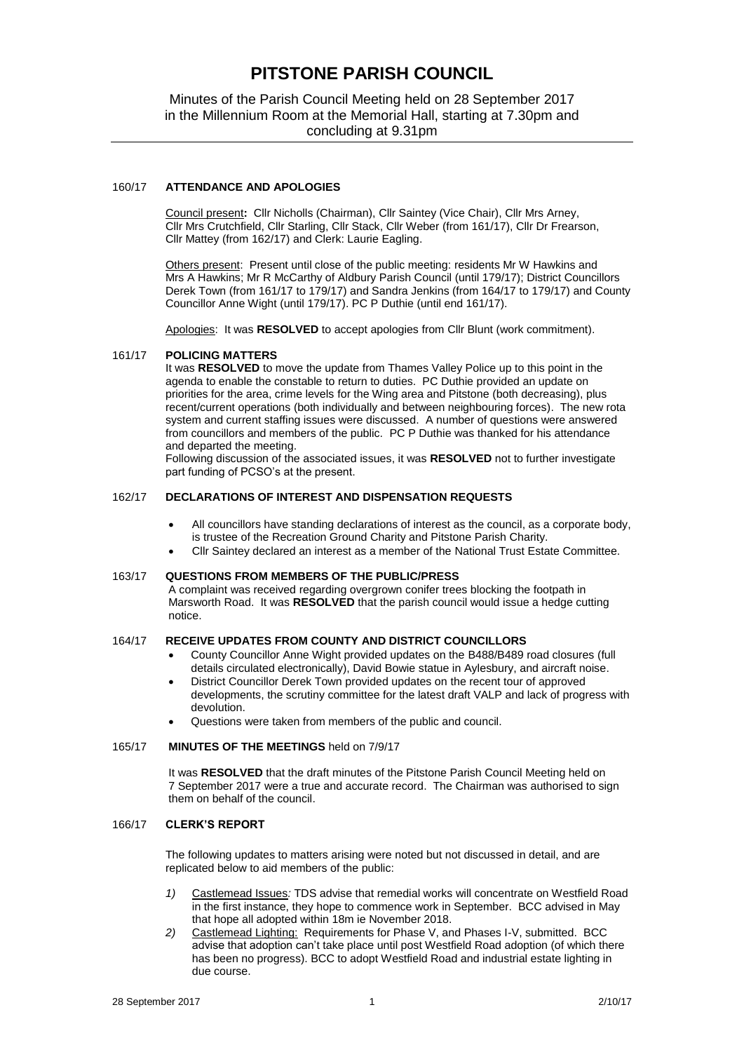# PITSTONE PARISH COUNCIL

Minutes of the Parish Council Meeting held on 28 September 2017 in the Millennium Room at the Memorial Hall, starting at 7.30pm and concluding at 9.31pm

## 160/17 ATTENDANCE AND APOLOGIES

Council present**:** Cllr Nicholls (Chairman), Cllr Saintey (Vice Chair), Cllr Mrs Arney, Cllr Mrs Crutchfield, Cllr Starling, Cllr Stack, Cllr Weber (from 161/17), Cllr Dr Frearson, Cllr Mattey (from 162/17) and Clerk: Laurie Eagling.

Others present: Present until close of the public meeting: residents Mr W Hawkins and Mrs A Hawkins; Mr R McCarthy of Aldbury Parish Council (until 179/17); District Councillors Derek Town (from 161/17 to 179/17) and Sandra Jenkins (from 164/17 to 179/17) and County Councillor Anne Wight (until 179/17). PC P Duthie (until end 161/17).

Apologies: It was **RESOLVED** to accept apologies from Cllr Blunt (work commitment).

## 161/17 POLICING MATTERS

It was **RESOLVED** to move the update from Thames Valley Police up to this point in the agenda to enable the constable to return to duties. PC Duthie provided an update on priorities for the area, crime levels for the Wing area and Pitstone (both decreasing), plus recent/current operations (both individually and between neighbouring forces). The new rota system and current staffing issues were discussed. A number of questions were answered from councillors and members of the public. PC P Duthie was thanked for his attendance and departed the meeting.

Following discussion of the associated issues, it was **RESOLVED** not to further investigate part funding of PCSO's at the present.

## 162/17 DECLARATIONS OF INTEREST AND DISPENSATION REQUESTS

- All councillors have standing declarations of interest as the council, as a corporate body, is trustee of the Recreation Ground Charity and Pitstone Parish Charity.
- Cllr Saintey declared an interest as a member of the National Trust Estate Committee.

## 163/17 QUESTIONS FROM MEMBERS OF THE PUBLIC/PRESS

A complaint was received regarding overgrown conifer trees blocking the footpath in Marsworth Road. It was **RESOLVED** that the parish council would issue a hedge cutting notice.

## 164/17 RECEIVE UPDATES FROM COUNTY AND DISTRICT COUNCILLORS

- County Councillor Anne Wight provided updates on the B488/B489 road closures (full details circulated electronically), David Bowie statue in Aylesbury, and aircraft noise.
- District Councillor Derek Town provided updates on the recent tour of approved developments, the scrutiny committee for the latest draft VALP and lack of progress with devolution.
- Questions were taken from members of the public and council.

## 165/17 MINUTES OF THE MEETINGS held on 7/9/17

It was **RESOLVED** that the draft minutes of the Pitstone Parish Council Meeting held on 7 September 2017 were a true and accurate record. The Chairman was authorised to sign them on behalf of the council.

## 166/17 CLERK'S REPORT

The following updates to matters arising were noted but not discussed in detail, and are replicated below to aid members of the public:

1) Castlemead Issues*:* TDS advise that remedial works will concentrate on Westfield Road in the first instance, they hope to commence work in September. BCC advised in May that hope all adopted within 18m ie November 2018.
2) Castlemead Lighting: Requirements for Phase V, and Phases I-V, submitted. BCC advise that adoption can't take place until post Westfield Road adoption (of which there has been no progress). BCC to adopt Westfield Road and industrial estate lighting in due course.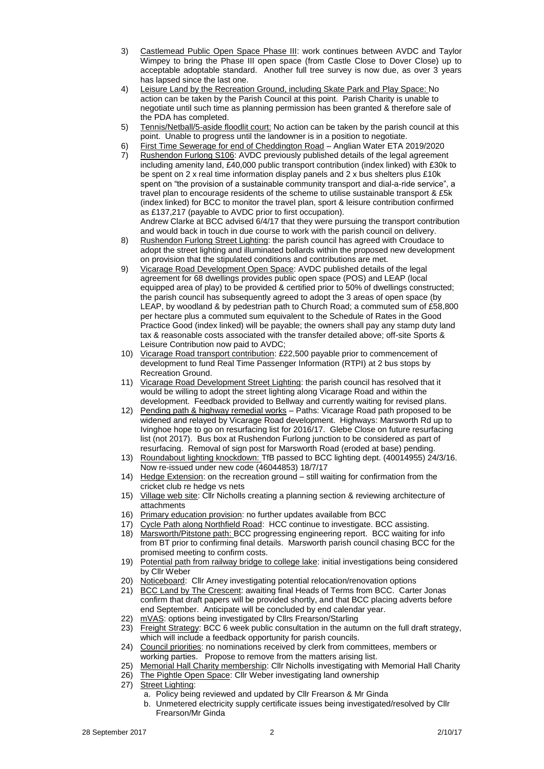3) Castlemead Public Open Space Phase III: work continues between AVDC and Taylor Wimpey to bring the Phase III open space (from Castle Close to Dover Close) up to acceptable adoptable standard. Another full tree survey is now due, as over 3 years has lapsed since the last one.
4) Leisure Land by the Recreation Ground, including Skate Park and Play Space: No action can be taken by the Parish Council at this point. Parish Charity is unable to negotiate until such time as planning permission has been granted & therefore sale of the PDA has completed.
5) Tennis/Netball/5-aside floodlit court: No action can be taken by the parish council at this point. Unable to progress until the landowner is in a position to negotiate.
6) First Time Sewerage for end of Cheddington Road – Anglian Water ETA 2019/2020
7) Rushendon Furlong S106: AVDC previously published details of the legal agreement including amenity land, £40,000 public transport contribution (index linked) with £30k to be spent on 2 x real time information display panels and 2 x bus shelters plus £10k spent on "the provision of a sustainable community transport and dial-a-ride service", a travel plan to encourage residents of the scheme to utilise sustainable transport & £5k (index linked) for BCC to monitor the travel plan, sport & leisure contribution confirmed as £137,217 (payable to AVDC prior to first occupation).
   Andrew Clarke at BCC advised 6/4/17 that they were pursuing the transport contribution and would back in touch in due course to work with the parish council on delivery.
8) Rushendon Furlong Street Lighting: the parish council has agreed with Croudace to adopt the street lighting and illuminated bollards within the proposed new development on provision that the stipulated conditions and contributions are met.
9) Vicarage Road Development Open Space: AVDC published details of the legal agreement for 68 dwellings provides public open space (POS) and LEAP (local equipped area of play) to be provided & certified prior to 50% of dwellings constructed; the parish council has subsequently agreed to adopt the 3 areas of open space (by LEAP, by woodland & by pedestrian path to Church Road; a commuted sum of £58,800 per hectare plus a commuted sum equivalent to the Schedule of Rates in the Good Practice Good (index linked) will be payable; the owners shall pay any stamp duty land tax & reasonable costs associated with the transfer detailed above; off-site Sports & Leisure Contribution now paid to AVDC;
10) Vicarage Road transport contribution: £22,500 payable prior to commencement of development to fund Real Time Passenger Information (RTPI) at 2 bus stops by Recreation Ground.
11) Vicarage Road Development Street Lighting: the parish council has resolved that it would be willing to adopt the street lighting along Vicarage Road and within the development. Feedback provided to Bellway and currently waiting for revised plans.
12) Pending path & highway remedial works – Paths: Vicarage Road path proposed to be widened and relayed by Vicarage Road development. Highways: Marsworth Rd up to Ivinghoe hope to go on resurfacing list for 2016/17. Glebe Close on future resurfacing list (not 2017). Bus box at Rushendon Furlong junction to be considered as part of resurfacing. Removal of sign post for Marsworth Road (eroded at base) pending.
13) Roundabout lighting knockdown: TfB passed to BCC lighting dept. (40014955) 24/3/16. Now re-issued under new code (46044853) 18/7/17
14) Hedge Extension: on the recreation ground – still waiting for confirmation from the cricket club re hedge vs nets
15) Village web site: Cllr Nicholls creating a planning section & reviewing architecture of attachments
16) Primary education provision: no further updates available from BCC
17) Cycle Path along Northfield Road: HCC continue to investigate. BCC assisting.
18) Marsworth/Pitstone path: BCC progressing engineering report. BCC waiting for info from BT prior to confirming final details. Marsworth parish council chasing BCC for the promised meeting to confirm costs.
19) Potential path from railway bridge to college lake: initial investigations being considered by Cllr Weber
20) Noticeboard: Cllr Arney investigating potential relocation/renovation options
21) BCC Land by The Crescent: awaiting final Heads of Terms from BCC. Carter Jonas confirm that draft papers will be provided shortly, and that BCC placing adverts before end September. Anticipate will be concluded by end calendar year.
22) mVAS: options being investigated by Cllrs Frearson/Starling
23) Freight Strategy: BCC 6 week public consultation in the autumn on the full draft strategy, which will include a feedback opportunity for parish councils.
24) Council priorities: no nominations received by clerk from committees, members or working parties. Propose to remove from the matters arising list.
25) Memorial Hall Charity membership: Cllr Nicholls investigating with Memorial Hall Charity
26) The Pightle Open Space: Cllr Weber investigating land ownership
27) Street Lighting:
    a. Policy being reviewed and updated by Cllr Frearson & Mr Ginda
    b. Unmetered electricity supply certificate issues being investigated/resolved by Cllr Frearson/Mr Ginda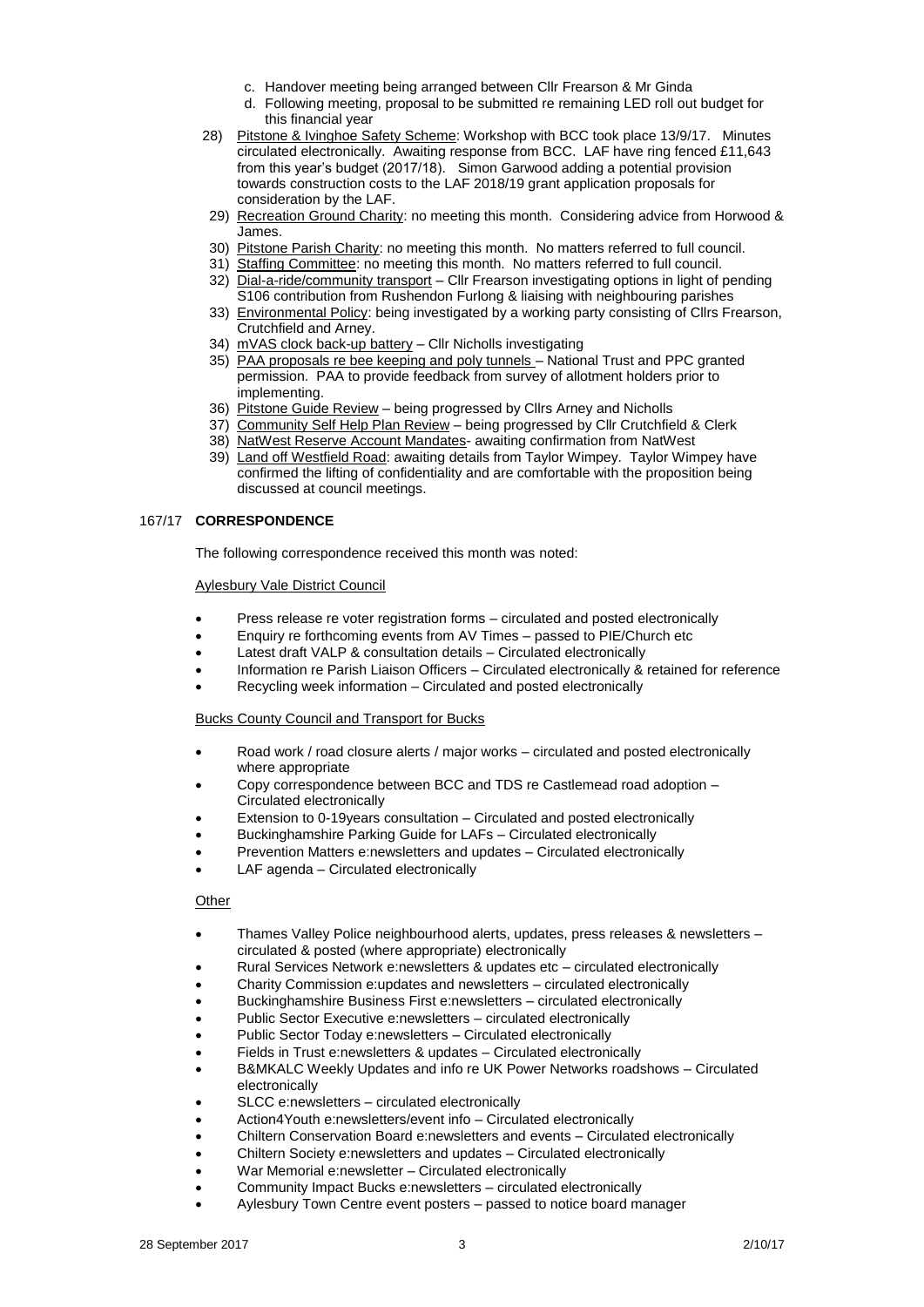c. Handover meeting being arranged between Cllr Frearson & Mr Ginda
d. Following meeting, proposal to be submitted re remaining LED roll out budget for this financial year

28) Pitstone & Ivinghoe Safety Scheme: Workshop with BCC took place 13/9/17. Minutes circulated electronically. Awaiting response from BCC. LAF have ring fenced £11,643 from this year's budget (2017/18). Simon Garwood adding a potential provision towards construction costs to the LAF 2018/19 grant application proposals for consideration by the LAF.
29) Recreation Ground Charity: no meeting this month. Considering advice from Horwood & James.
30) Pitstone Parish Charity: no meeting this month. No matters referred to full council.
31) Staffing Committee: no meeting this month. No matters referred to full council.
32) Dial-a-ride/community transport – Cllr Frearson investigating options in light of pending S106 contribution from Rushendon Furlong & liaising with neighbouring parishes
33) Environmental Policy: being investigated by a working party consisting of Cllrs Frearson, Crutchfield and Arney.
34) mVAS clock back-up battery – Cllr Nicholls investigating
35) PAA proposals re bee keeping and poly tunnels – National Trust and PPC granted permission. PAA to provide feedback from survey of allotment holders prior to implementing.
36) Pitstone Guide Review – being progressed by Cllrs Arney and Nicholls
37) Community Self Help Plan Review – being progressed by Cllr Crutchfield & Clerk
38) NatWest Reserve Account Mandates- awaiting confirmation from NatWest
39) Land off Westfield Road: awaiting details from Taylor Wimpey. Taylor Wimpey have confirmed the lifting of confidentiality and are comfortable with the proposition being discussed at council meetings.

## 167/17 CORRESPONDENCE

The following correspondence received this month was noted:

Aylesbury Vale District Council

- Press release re voter registration forms – circulated and posted electronically
- Enquiry re forthcoming events from AV Times – passed to PIE/Church etc
- Latest draft VALP & consultation details – Circulated electronically
- Information re Parish Liaison Officers – Circulated electronically & retained for reference
- Recycling week information – Circulated and posted electronically

Bucks County Council and Transport for Bucks

- Road work / road closure alerts / major works – circulated and posted electronically where appropriate
- Copy correspondence between BCC and TDS re Castlemead road adoption – Circulated electronically
- Extension to 0-19years consultation – Circulated and posted electronically
- Buckinghamshire Parking Guide for LAFs – Circulated electronically
- Prevention Matters e:newsletters and updates – Circulated electronically
- LAF agenda – Circulated electronically

Other

- Thames Valley Police neighbourhood alerts, updates, press releases & newsletters – circulated & posted (where appropriate) electronically
- Rural Services Network e:newsletters & updates etc – circulated electronically
- Charity Commission e:updates and newsletters – circulated electronically
- Buckinghamshire Business First e:newsletters – circulated electronically
- Public Sector Executive e:newsletters – circulated electronically
- Public Sector Today e:newsletters – Circulated electronically
- Fields in Trust e:newsletters & updates – Circulated electronically
- B&MKALC Weekly Updates and info re UK Power Networks roadshows – Circulated electronically
- SLCC e:newsletters – circulated electronically
- Action4Youth e:newsletters/event info – Circulated electronically
- Chiltern Conservation Board e:newsletters and events – Circulated electronically
- Chiltern Society e:newsletters and updates – Circulated electronically
- War Memorial e:newsletter – Circulated electronically
- Community Impact Bucks e:newsletters – circulated electronically
- Aylesbury Town Centre event posters – passed to notice board manager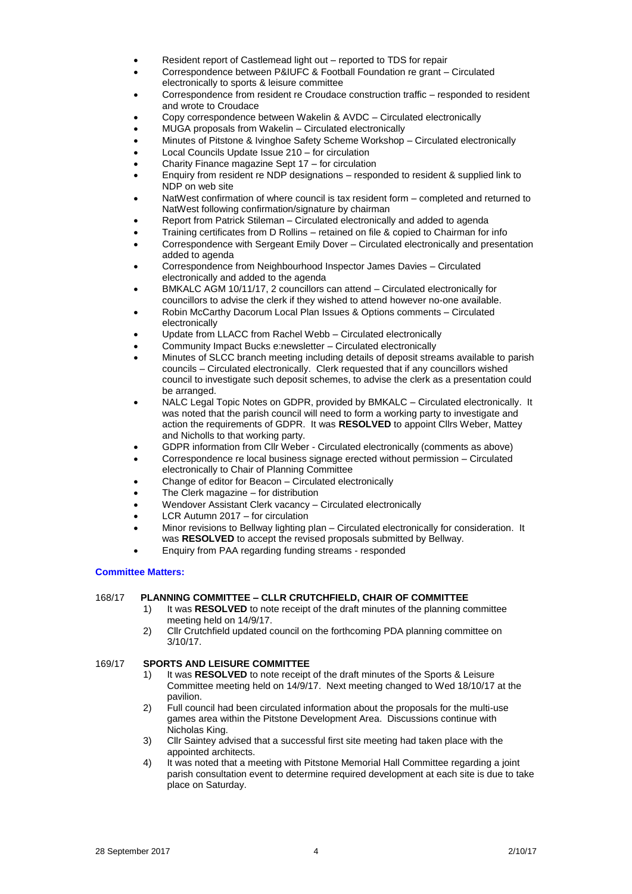- Resident report of Castlemead light out – reported to TDS for repair
- Correspondence between P&IUFC & Football Foundation re grant – Circulated electronically to sports & leisure committee
- Correspondence from resident re Croudace construction traffic – responded to resident and wrote to Croudace
- Copy correspondence between Wakelin & AVDC – Circulated electronically
- MUGA proposals from Wakelin – Circulated electronically
- Minutes of Pitstone & Ivinghoe Safety Scheme Workshop – Circulated electronically
- Local Councils Update Issue 210 – for circulation
- Charity Finance magazine Sept 17 – for circulation
- Enquiry from resident re NDP designations – responded to resident & supplied link to NDP on web site
- NatWest confirmation of where council is tax resident form – completed and returned to NatWest following confirmation/signature by chairman
- Report from Patrick Stileman – Circulated electronically and added to agenda
- Training certificates from D Rollins – retained on file & copied to Chairman for info
- Correspondence with Sergeant Emily Dover – Circulated electronically and presentation added to agenda
- Correspondence from Neighbourhood Inspector James Davies – Circulated electronically and added to the agenda
- BMKALC AGM 10/11/17, 2 councillors can attend – Circulated electronically for councillors to advise the clerk if they wished to attend however no-one available.
- Robin McCarthy Dacorum Local Plan Issues & Options comments – Circulated electronically
- Update from LLACC from Rachel Webb – Circulated electronically
- Community Impact Bucks e:newsletter – Circulated electronically
- Minutes of SLCC branch meeting including details of deposit streams available to parish councils – Circulated electronically. Clerk requested that if any councillors wished council to investigate such deposit schemes, to advise the clerk as a presentation could be arranged.
- NALC Legal Topic Notes on GDPR, provided by BMKALC – Circulated electronically. It was noted that the parish council will need to form a working party to investigate and action the requirements of GDPR. It was **RESOLVED** to appoint Cllrs Weber, Mattey and Nicholls to that working party.
- GDPR information from Cllr Weber - Circulated electronically (comments as above)
- Correspondence re local business signage erected without permission – Circulated electronically to Chair of Planning Committee
- Change of editor for Beacon – Circulated electronically
- The Clerk magazine – for distribution
- Wendover Assistant Clerk vacancy – Circulated electronically
- LCR Autumn 2017 – for circulation
- Minor revisions to Bellway lighting plan – Circulated electronically for consideration. It was **RESOLVED** to accept the revised proposals submitted by Bellway.
- Enquiry from PAA regarding funding streams - responded

**Committee Matters:**

**168/17 PLANNING COMMITTEE – CLLR CRUTCHFIELD, CHAIR OF COMMITTEE**

1) It was **RESOLVED** to note receipt of the draft minutes of the planning committee meeting held on 14/9/17.
2) Cllr Crutchfield updated council on the forthcoming PDA planning committee on 3/10/17.

**169/17 SPORTS AND LEISURE COMMITTEE**

1) It was **RESOLVED** to note receipt of the draft minutes of the Sports & Leisure Committee meeting held on 14/9/17. Next meeting changed to Wed 18/10/17 at the pavilion.
2) Full council had been circulated information about the proposals for the multi-use games area within the Pitstone Development Area. Discussions continue with Nicholas King.
3) Cllr Saintey advised that a successful first site meeting had taken place with the appointed architects.
4) It was noted that a meeting with Pitstone Memorial Hall Committee regarding a joint parish consultation event to determine required development at each site is due to take place on Saturday.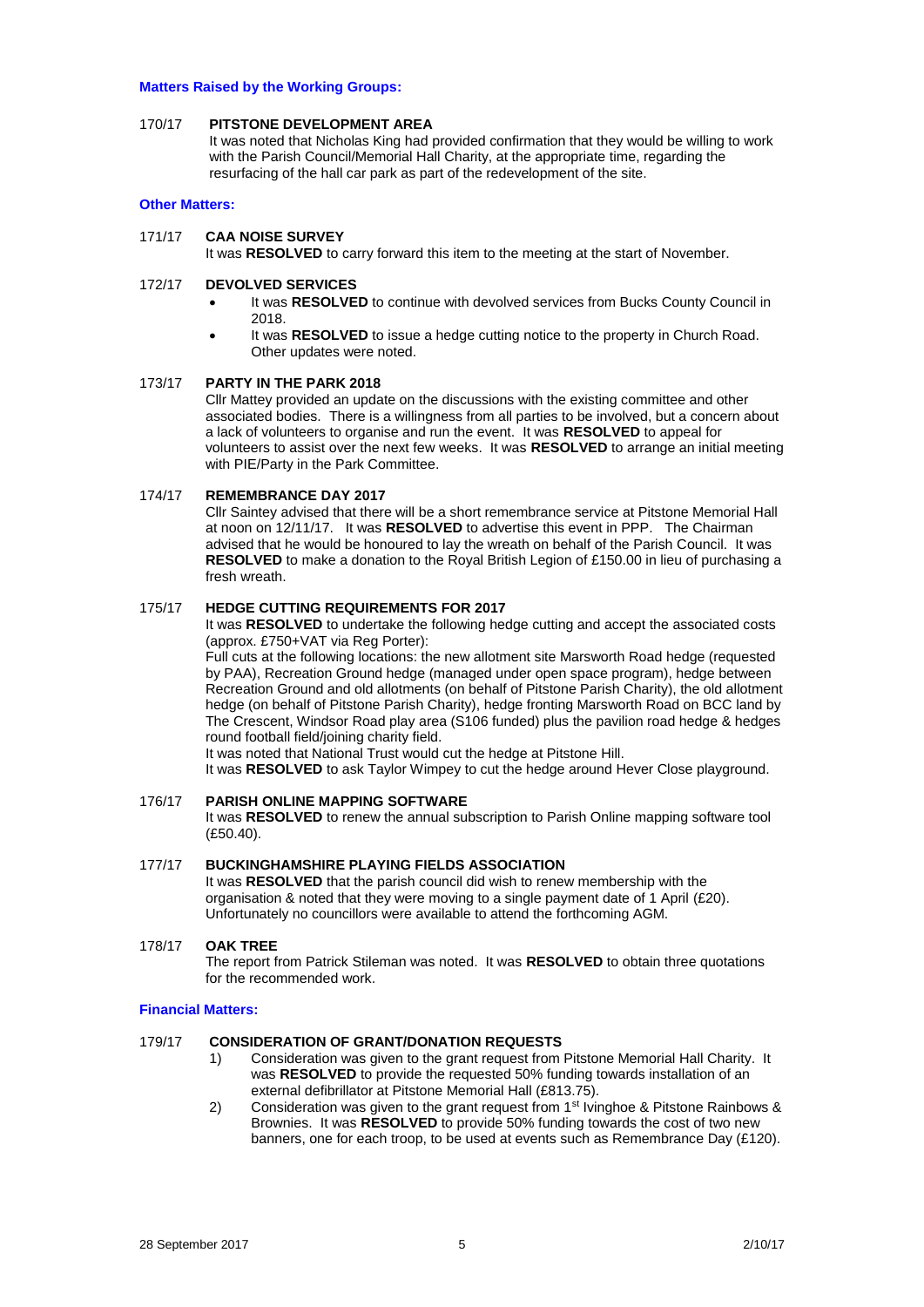**Matters Raised by the Working Groups:**

170/17 **PITSTONE DEVELOPMENT AREA**

It was noted that Nicholas King had provided confirmation that they would be willing to work with the Parish Council/Memorial Hall Charity, at the appropriate time, regarding the resurfacing of the hall car park as part of the redevelopment of the site.

**Other Matters:**

171/17 **CAA NOISE SURVEY**

It was **RESOLVED** to carry forward this item to the meeting at the start of November.

172/17 **DEVOLVED SERVICES**

- It was **RESOLVED** to continue with devolved services from Bucks County Council in 2018.
- It was **RESOLVED** to issue a hedge cutting notice to the property in Church Road. Other updates were noted.

173/17 **PARTY IN THE PARK 2018**

Cllr Mattey provided an update on the discussions with the existing committee and other associated bodies. There is a willingness from all parties to be involved, but a concern about a lack of volunteers to organise and run the event. It was **RESOLVED** to appeal for volunteers to assist over the next few weeks. It was **RESOLVED** to arrange an initial meeting with PIE/Party in the Park Committee.

174/17 **REMEMBRANCE DAY 2017**

Cllr Saintey advised that there will be a short remembrance service at Pitstone Memorial Hall at noon on 12/11/17. It was **RESOLVED** to advertise this event in PPP. The Chairman advised that he would be honoured to lay the wreath on behalf of the Parish Council. It was **RESOLVED** to make a donation to the Royal British Legion of £150.00 in lieu of purchasing a fresh wreath.

175/17 **HEDGE CUTTING REQUIREMENTS FOR 2017**

It was **RESOLVED** to undertake the following hedge cutting and accept the associated costs (approx. £750+VAT via Reg Porter):

Full cuts at the following locations: the new allotment site Marsworth Road hedge (requested by PAA), Recreation Ground hedge (managed under open space program), hedge between Recreation Ground and old allotments (on behalf of Pitstone Parish Charity), the old allotment hedge (on behalf of Pitstone Parish Charity), hedge fronting Marsworth Road on BCC land by The Crescent, Windsor Road play area (S106 funded) plus the pavilion road hedge & hedges round football field/joining charity field.

It was noted that National Trust would cut the hedge at Pitstone Hill.

It was **RESOLVED** to ask Taylor Wimpey to cut the hedge around Hever Close playground.

176/17 **PARISH ONLINE MAPPING SOFTWARE**

It was **RESOLVED** to renew the annual subscription to Parish Online mapping software tool (£50.40).

177/17 **BUCKINGHAMSHIRE PLAYING FIELDS ASSOCIATION**

It was **RESOLVED** that the parish council did wish to renew membership with the organisation & noted that they were moving to a single payment date of 1 April (£20). Unfortunately no councillors were available to attend the forthcoming AGM.

178/17 **OAK TREE**

The report from Patrick Stileman was noted. It was **RESOLVED** to obtain three quotations for the recommended work.

**Financial Matters:**

179/17 **CONSIDERATION OF GRANT/DONATION REQUESTS**

1) Consideration was given to the grant request from Pitstone Memorial Hall Charity. It was **RESOLVED** to provide the requested 50% funding towards installation of an external defibrillator at Pitstone Memorial Hall (£813.75).
2) Consideration was given to the grant request from 1st Ivinghoe & Pitstone Rainbows & Brownies. It was **RESOLVED** to provide 50% funding towards the cost of two new banners, one for each troop, to be used at events such as Remembrance Day (£120).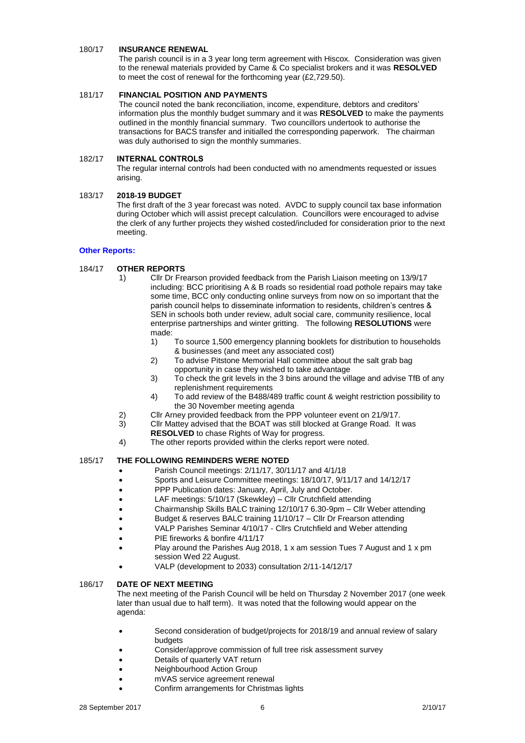### 180/17 INSURANCE RENEWAL

The parish council is in a 3 year long term agreement with Hiscox. Consideration was given to the renewal materials provided by Came & Co specialist brokers and it was **RESOLVED** to meet the cost of renewal for the forthcoming year (£2,729.50).

### 181/17 FINANCIAL POSITION AND PAYMENTS

The council noted the bank reconciliation, income, expenditure, debtors and creditors' information plus the monthly budget summary and it was **RESOLVED** to make the payments outlined in the monthly financial summary. Two councillors undertook to authorise the transactions for BACS transfer and initialled the corresponding paperwork. The chairman was duly authorised to sign the monthly summaries.

### 182/17 INTERNAL CONTROLS

The regular internal controls had been conducted with no amendments requested or issues arising.

### 183/17 2018-19 BUDGET

The first draft of the 3 year forecast was noted. AVDC to supply council tax base information during October which will assist precept calculation. Councillors were encouraged to advise the clerk of any further projects they wished costed/included for consideration prior to the next meeting.

**Other Reports:**

### 184/17 OTHER REPORTS

1) Cllr Dr Frearson provided feedback from the Parish Liaison meeting on 13/9/17 including: BCC prioritising A & B roads so residential road pothole repairs may take some time, BCC only conducting online surveys from now on so important that the parish council helps to disseminate information to residents, children's centres & SEN in schools both under review, adult social care, community resilience, local enterprise partnerships and winter gritting. The following **RESOLUTIONS** were made:
    1) To source 1,500 emergency planning booklets for distribution to households & businesses (and meet any associated cost)
    2) To advise Pitstone Memorial Hall committee about the salt grab bag opportunity in case they wished to take advantage
    3) To check the grit levels in the 3 bins around the village and advise TfB of any replenishment requirements
    4) To add review of the B488/489 traffic count & weight restriction possibility to the 30 November meeting agenda
2) Cllr Arney provided feedback from the PPP volunteer event on 21/9/17.
3) Cllr Mattey advised that the BOAT was still blocked at Grange Road. It was **RESOLVED** to chase Rights of Way for progress.
4) The other reports provided within the clerks report were noted.

### 185/17 THE FOLLOWING REMINDERS WERE NOTED

- Parish Council meetings: 2/11/17, 30/11/17 and 4/1/18
- Sports and Leisure Committee meetings: 18/10/17, 9/11/17 and 14/12/17
- PPP Publication dates: January, April, July and October.
- LAF meetings: 5/10/17 (Skewkley) – Cllr Crutchfield attending
- Chairmanship Skills BALC training 12/10/17 6.30-9pm – Cllr Weber attending
- Budget & reserves BALC training 11/10/17 – Cllr Dr Frearson attending
- VALP Parishes Seminar 4/10/17 - Cllrs Crutchfield and Weber attending
- PIE fireworks & bonfire 4/11/17
- Play around the Parishes Aug 2018, 1 x am session Tues 7 August and 1 x pm session Wed 22 August.
- VALP (development to 2033) consultation 2/11-14/12/17

### 186/17 DATE OF NEXT MEETING

The next meeting of the Parish Council will be held on Thursday 2 November 2017 (one week later than usual due to half term). It was noted that the following would appear on the agenda:

- Second consideration of budget/projects for 2018/19 and annual review of salary budgets
- Consider/approve commission of full tree risk assessment survey
- Details of quarterly VAT return
- Neighbourhood Action Group
- mVAS service agreement renewal
- Confirm arrangements for Christmas lights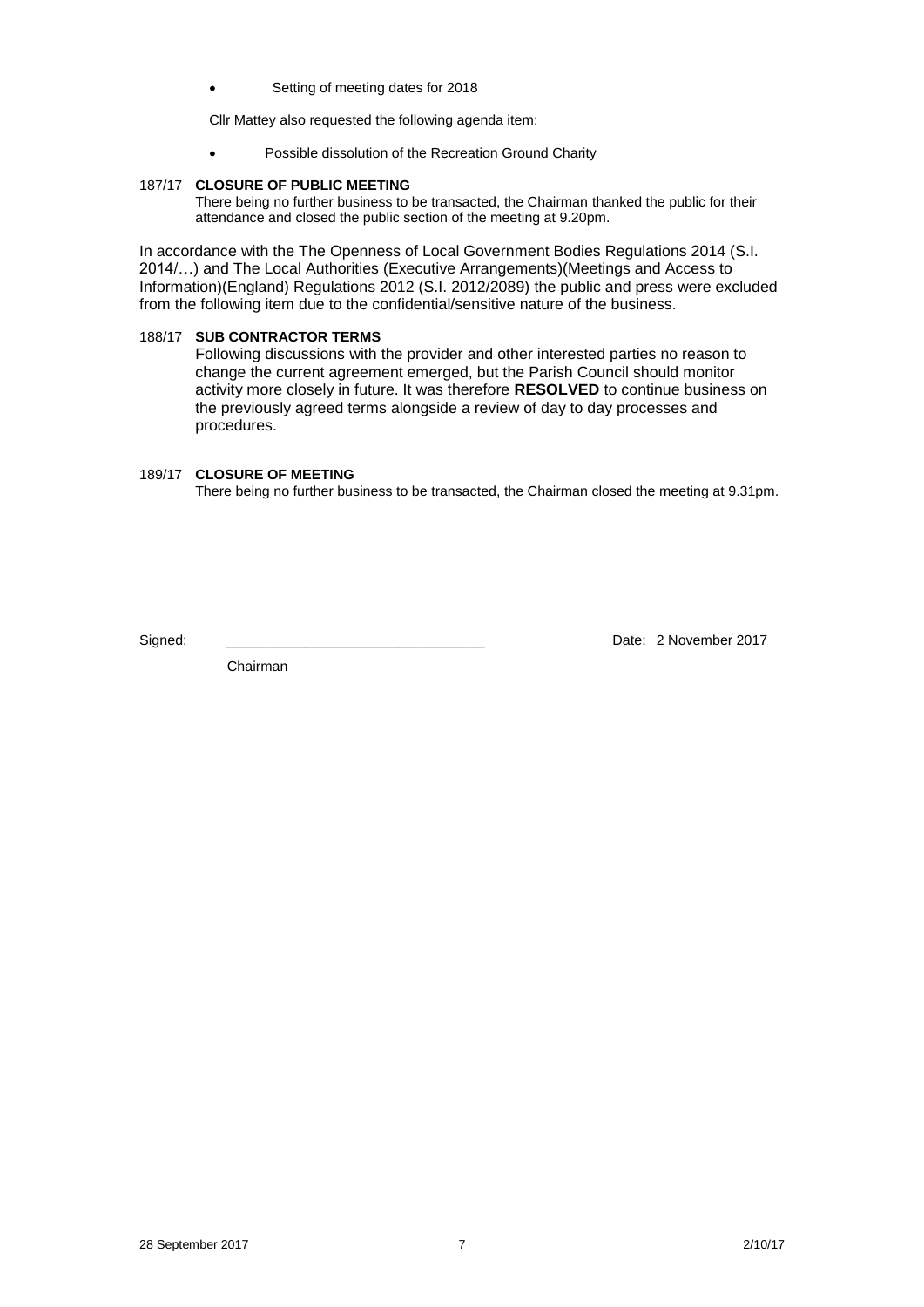- Setting of meeting dates for 2018

Cllr Mattey also requested the following agenda item:

- Possible dissolution of the Recreation Ground Charity

187/17 **CLOSURE OF PUBLIC MEETING**

There being no further business to be transacted, the Chairman thanked the public for their attendance and closed the public section of the meeting at 9.20pm.

In accordance with the The Openness of Local Government Bodies Regulations 2014 (S.I. 2014/…) and The Local Authorities (Executive Arrangements)(Meetings and Access to Information)(England) Regulations 2012 (S.I. 2012/2089) the public and press were excluded from the following item due to the confidential/sensitive nature of the business.

188/17 **SUB CONTRACTOR TERMS**

Following discussions with the provider and other interested parties no reason to change the current agreement emerged, but the Parish Council should monitor activity more closely in future. It was therefore **RESOLVED** to continue business on the previously agreed terms alongside a review of day to day processes and procedures.

189/17 **CLOSURE OF MEETING**

There being no further business to be transacted, the Chairman closed the meeting at 9.31pm.

Signed: \_\_\_\_\_\_\_\_\_\_\_\_\_\_\_\_\_\_\_\_\_\_\_\_\_\_\_\_\_\_\_\_ Date: 2 November 2017

Chairman